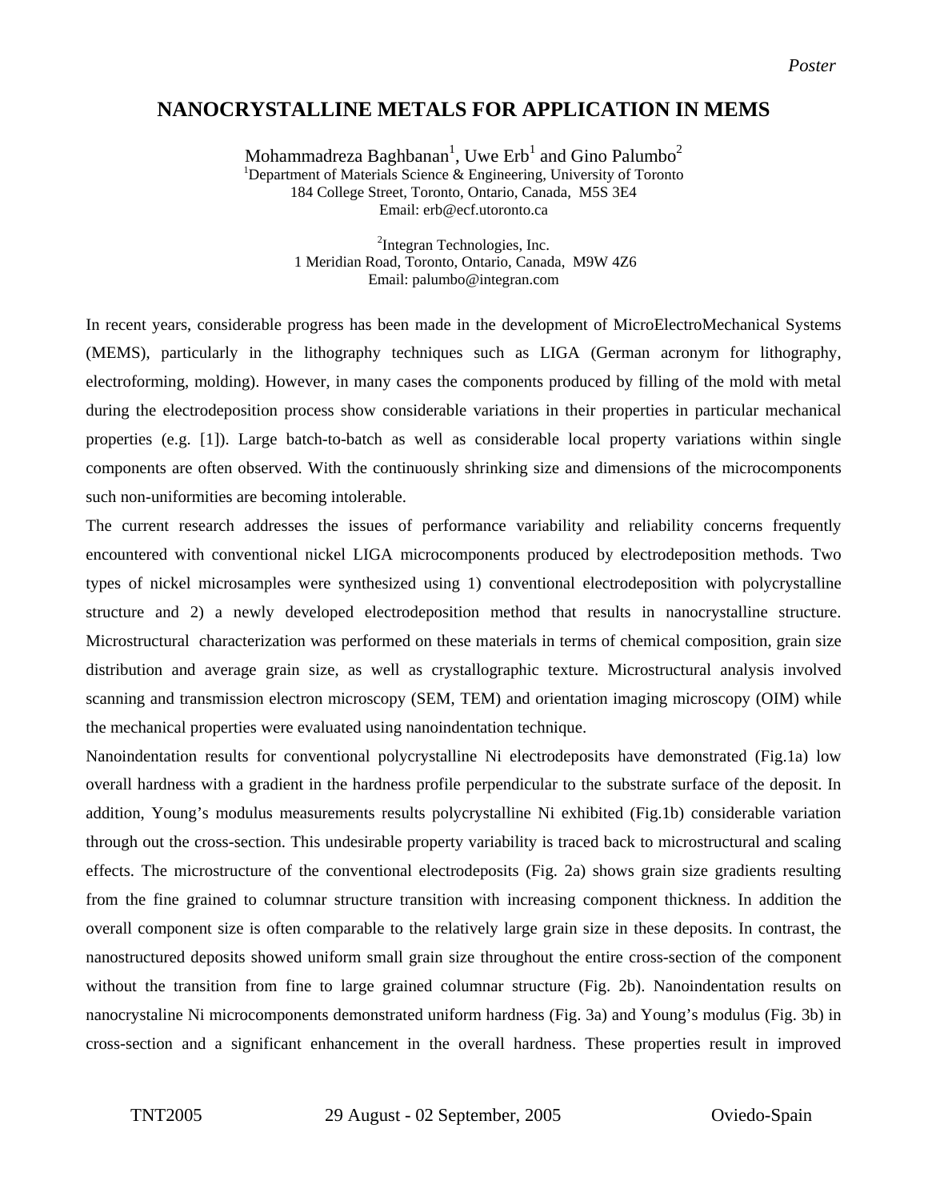*Poster*

# NANOCRYSTALLINE METALS FOR APPLICATION IN MEMS

Mohammadreza Baghbanan[1], Uwe Erb[1] and Gino Palumbo[2]

[1]Department of Materials Science & Engineering, University of Toronto
184 College Street, Toronto, Ontario, Canada, M5S 3E4
Email: erb@ecf.utoronto.ca

[2]Integran Technologies, Inc.
1 Meridian Road, Toronto, Ontario, Canada, M9W 4Z6
Email: palumbo@integran.com

In recent years, considerable progress has been made in the development of MicroElectroMechanical Systems (MEMS), particularly in the lithography techniques such as LIGA (German acronym for lithography, electroforming, molding). However, in many cases the components produced by filling of the mold with metal during the electrodeposition process show considerable variations in their properties in particular mechanical properties (e.g. [1]). Large batch-to-batch as well as considerable local property variations within single components are often observed. With the continuously shrinking size and dimensions of the microcomponents such non-uniformities are becoming intolerable.

The current research addresses the issues of performance variability and reliability concerns frequently encountered with conventional nickel LIGA microcomponents produced by electrodeposition methods. Two types of nickel microsamples were synthesized using 1) conventional electrodeposition with polycrystalline structure and 2) a newly developed electrodeposition method that results in nanocrystalline structure. Microstructural characterization was performed on these materials in terms of chemical composition, grain size distribution and average grain size, as well as crystallographic texture. Microstructural analysis involved scanning and transmission electron microscopy (SEM, TEM) and orientation imaging microscopy (OIM) while the mechanical properties were evaluated using nanoindentation technique.

Nanoindentation results for conventional polycrystalline Ni electrodeposits have demonstrated (Fig.1a) low overall hardness with a gradient in the hardness profile perpendicular to the substrate surface of the deposit. In addition, Young's modulus measurements results polycrystalline Ni exhibited (Fig.1b) considerable variation through out the cross-section. This undesirable property variability is traced back to microstructural and scaling effects. The microstructure of the conventional electrodeposits (Fig. 2a) shows grain size gradients resulting from the fine grained to columnar structure transition with increasing component thickness. In addition the overall component size is often comparable to the relatively large grain size in these deposits. In contrast, the nanostructured deposits showed uniform small grain size throughout the entire cross-section of the component without the transition from fine to large grained columnar structure (Fig. 2b). Nanoindentation results on nanocrystaline Ni microcomponents demonstrated uniform hardness (Fig. 3a) and Young's modulus (Fig. 3b) in cross-section and a significant enhancement in the overall hardness. These properties result in improved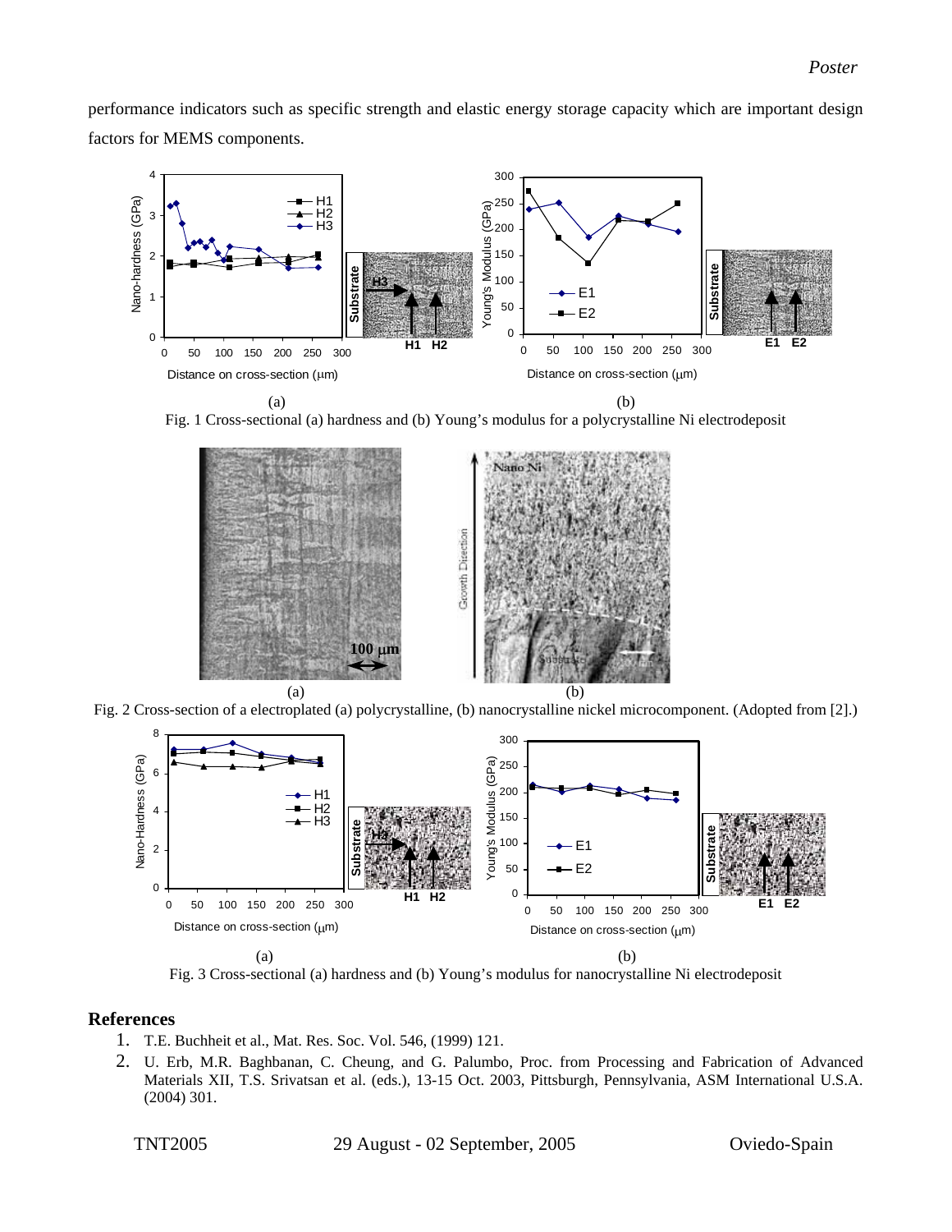performance indicators such as specific strength and elastic energy storage capacity which are important design factors for MEMS components.

Nano-hardness (GPa)
4
3
2
1
0
0 50 100 150 200 250 300
Distance on cross-section (μm)
H1
H2
H3
Substrate
H3
H1 H2

Young's Modulus (GPa)
300
250
200
150
100
50
0
0 50 100 150 200 250 300
Distance on cross-section (μm)
E1
E2
Substrate
E1 E2

(a) (b)

Fig. 1 Cross-sectional (a) hardness and (b) Young's modulus for a polycrystalline Ni electrodeposit

100 μm

Nano Ni
Growth Direction
Substrate

(a) (b)

Fig. 2 Cross-section of a electroplated (a) polycrystalline, (b) nanocrystalline nickel microcomponent. (Adopted from [2].)

Nano-Hardness (GPa)
8
6
4
2
0
0 50 100 150 200 250 300
Distance on cross-section (μm)
H1
H2
H3
Substrate
H3
H1 H2

Young's Modulus (GPa)
300
250
200
150
100
50
0
0 50 100 150 200 250 300
Distance on cross-section (μm)
E1
E2
Substrate
E1 E2

(a) (b)

Fig. 3 Cross-sectional (a) hardness and (b) Young's modulus for nanocrystalline Ni electrodeposit

## References

1. T.E. Buchheit et al., Mat. Res. Soc. Vol. 546, (1999) 121.
2. U. Erb, M.R. Baghbanan, C. Cheung, and G. Palumbo, Proc. from Processing and Fabrication of Advanced Materials XII, T.S. Srivatsan et al. (eds.), 13-15 Oct. 2003, Pittsburgh, Pennsylvania, ASM International U.S.A. (2004) 301.